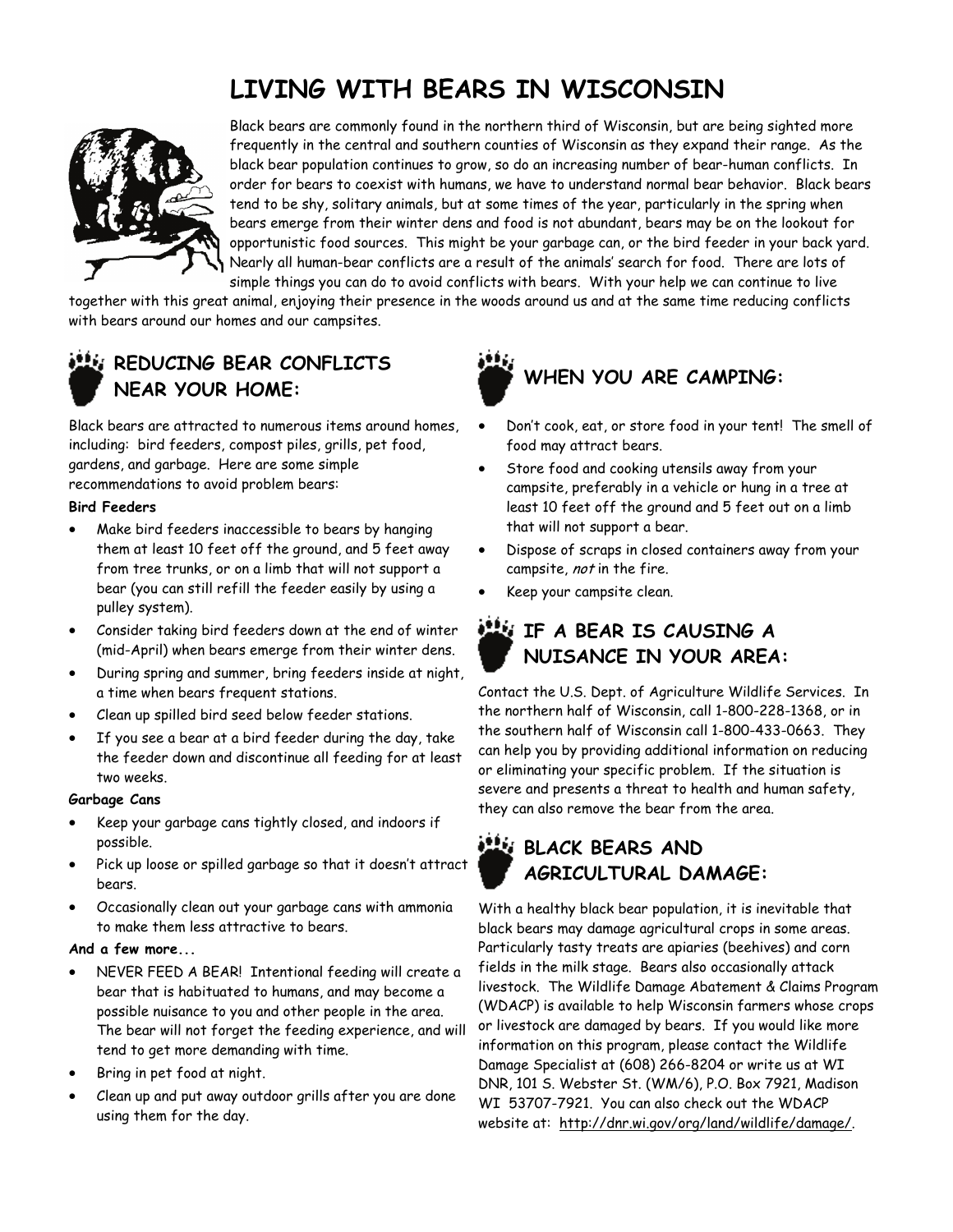# LIVING WITH BEARS IN WISCONSIN

Black bears are commonly found in the northern third of Wisconsin, but are being sighted more frequently in the central and southern counties of Wisconsin as they expand their range. As the black bear population continues to grow, so do an increasing number of bear-human conflicts. In order for bears to coexist with humans, we have to understand normal bear behavior. Black bears tend to be shy, solitary animals, but at some times of the year, particularly in the spring when bears emerge from their winter dens and food is not abundant, bears may be on the lookout for opportunistic food sources. This might be your garbage can, or the bird feeder in your back yard. Nearly all human-bear conflicts are a result of the animals' search for food. There are lots of simple things you can do to avoid conflicts with bears. With your help we can continue to live together with this great animal, enjoying their presence in the woods around us and at the same time reducing conflicts with bears around our homes and our campsites.

## REDUCING BEAR CONFLICTS NEAR YOUR HOME:

Black bears are attracted to numerous items around homes, including: bird feeders, compost piles, grills, pet food, gardens, and garbage. Here are some simple recommendations to avoid problem bears:

**Bird Feeders**

- Make bird feeders inaccessible to bears by hanging them at least 10 feet off the ground, and 5 feet away from tree trunks, or on a limb that will not support a bear (you can still refill the feeder easily by using a pulley system).
- Consider taking bird feeders down at the end of winter (mid-April) when bears emerge from their winter dens.
- During spring and summer, bring feeders inside at night, a time when bears frequent stations.
- Clean up spilled bird seed below feeder stations.
- If you see a bear at a bird feeder during the day, take the feeder down and discontinue all feeding for at least two weeks.

**Garbage Cans**

- Keep your garbage cans tightly closed, and indoors if possible.
- Pick up loose or spilled garbage so that it doesn't attract bears.
- Occasionally clean out your garbage cans with ammonia to make them less attractive to bears.

**And a few more...**

- NEVER FEED A BEAR! Intentional feeding will create a bear that is habituated to humans, and may become a possible nuisance to you and other people in the area. The bear will not forget the feeding experience, and will tend to get more demanding with time.
- Bring in pet food at night.
- Clean up and put away outdoor grills after you are done using them for the day.

## WHEN YOU ARE CAMPING:

- Don't cook, eat, or store food in your tent! The smell of food may attract bears.
- Store food and cooking utensils away from your campsite, preferably in a vehicle or hung in a tree at least 10 feet off the ground and 5 feet out on a limb that will not support a bear.
- Dispose of scraps in closed containers away from your campsite, *not* in the fire.
- Keep your campsite clean.

## IF A BEAR IS CAUSING A NUISANCE IN YOUR AREA:

Contact the U.S. Dept. of Agriculture Wildlife Services. In the northern half of Wisconsin, call 1-800-228-1368, or in the southern half of Wisconsin call 1-800-433-0663. They can help you by providing additional information on reducing or eliminating your specific problem. If the situation is severe and presents a threat to health and human safety, they can also remove the bear from the area.

## BLACK BEARS AND AGRICULTURAL DAMAGE:

With a healthy black bear population, it is inevitable that black bears may damage agricultural crops in some areas. Particularly tasty treats are apiaries (beehives) and corn fields in the milk stage. Bears also occasionally attack livestock. The Wildlife Damage Abatement & Claims Program (WDACP) is available to help Wisconsin farmers whose crops or livestock are damaged by bears. If you would like more information on this program, please contact the Wildlife Damage Specialist at (608) 266-8204 or write us at WI DNR, 101 S. Webster St. (WM/6), P.O. Box 7921, Madison WI 53707-7921. You can also check out the WDACP website at: http://dnr.wi.gov/org/land/wildlife/damage/.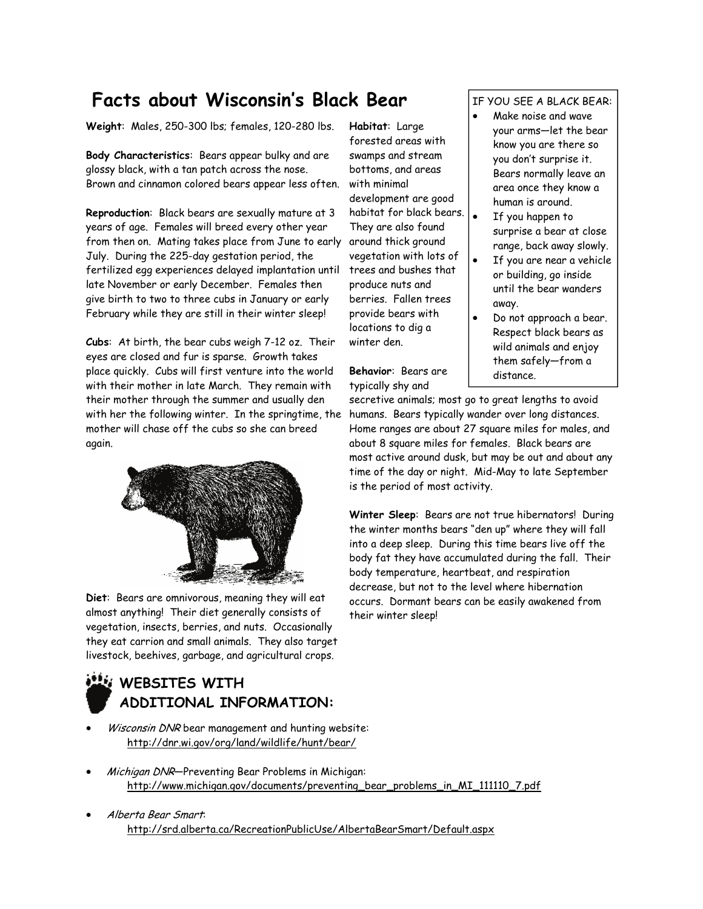# Facts about Wisconsin's Black Bear

**Weight**: Males, 250-300 lbs; females, 120-280 lbs.

**Body Characteristics**: Bears appear bulky and are glossy black, with a tan patch across the nose. Brown and cinnamon colored bears appear less often.

**Reproduction**: Black bears are sexually mature at 3 years of age. Females will breed every other year from then on. Mating takes place from June to early July. During the 225-day gestation period, the fertilized egg experiences delayed implantation until late November or early December. Females then give birth to two to three cubs in January or early February while they are still in their winter sleep!

**Cubs**: At birth, the bear cubs weigh 7-12 oz. Their eyes are closed and fur is sparse. Growth takes place quickly. Cubs will first venture into the world with their mother in late March. They remain with their mother through the summer and usually den with her the following winter. In the springtime, the mother will chase off the cubs so she can breed again.

**Diet**: Bears are omnivorous, meaning they will eat almost anything! Their diet generally consists of vegetation, insects, berries, and nuts. Occasionally they eat carrion and small animals. They also target livestock, beehives, garbage, and agricultural crops.

**Habitat**: Large forested areas with swamps and stream bottoms, and areas with minimal development are good habitat for black bears. They are also found around thick ground vegetation with lots of trees and bushes that produce nuts and berries. Fallen trees provide bears with locations to dig a winter den.

**Behavior**: Bears are typically shy and secretive animals; most go to great lengths to avoid humans. Bears typically wander over long distances. Home ranges are about 27 square miles for males, and about 8 square miles for females. Black bears are most active around dusk, but may be out and about any time of the day or night. Mid-May to late September is the period of most activity.

**Winter Sleep**: Bears are not true hibernators! During the winter months bears "den up" where they will fall into a deep sleep. During this time bears live off the body fat they have accumulated during the fall. Their body temperature, heartbeat, and respiration decrease, but not to the level where hibernation occurs. Dormant bears can be easily awakened from their winter sleep!

IF YOU SEE A BLACK BEAR:

- Make noise and wave your arms—let the bear know you are there so you don't surprise it. Bears normally leave an area once they know a human is around.
- If you happen to surprise a bear at close range, back away slowly.
- If you are near a vehicle or building, go inside until the bear wanders away.
- Do not approach a bear. Respect black bears as wild animals and enjoy them safely—from a distance.

## WEBSITES WITH ADDITIONAL INFORMATION:

- *Wisconsin DNR* bear management and hunting website: http://dnr.wi.gov/org/land/wildlife/hunt/bear/
- *Michigan DNR*—Preventing Bear Problems in Michigan: http://www.michigan.gov/documents/preventing_bear_problems_in_MI_111110_7.pdf
- *Alberta Bear Smart*: http://srd.alberta.ca/RecreationPublicUse/AlbertaBearSmart/Default.aspx